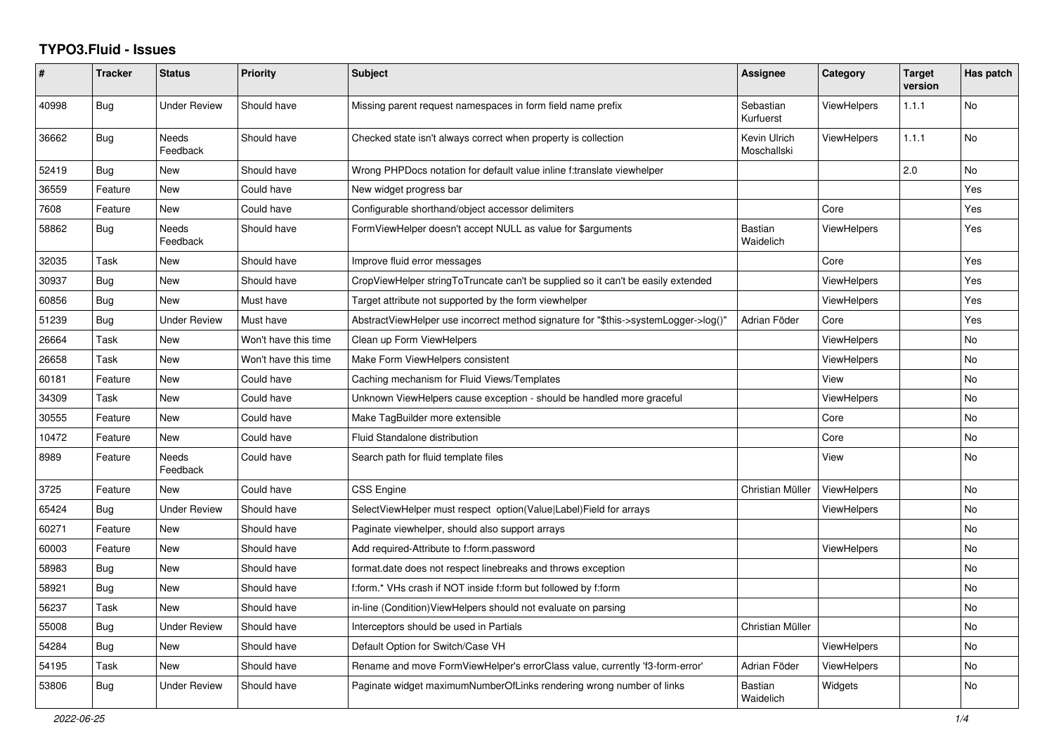# TYPO3.Fluid - Issues

| # | Tracker | Status | Priority | Subject | Assignee | Category | Target version | Has patch |
|---|---|---|---|---|---|---|---|---|
| 40998 | Bug | Under Review | Should have | Missing parent request namespaces in form field name prefix | Sebastian Kurfuerst | ViewHelpers | 1.1.1 | No |
| 36662 | Bug | Needs Feedback | Should have | Checked state isn't always correct when property is collection | Kevin Ulrich Moschallski | ViewHelpers | 1.1.1 | No |
| 52419 | Bug | New | Should have | Wrong PHPDocs notation for default value inline f:translate viewhelper | | | 2.0 | No |
| 36559 | Feature | New | Could have | New widget progress bar | | | | Yes |
| 7608 | Feature | New | Could have | Configurable shorthand/object accessor delimiters | | Core | | Yes |
| 58862 | Bug | Needs Feedback | Should have | FormViewHelper doesn't accept NULL as value for $arguments | Bastian Waidelich | ViewHelpers | | Yes |
| 32035 | Task | New | Should have | Improve fluid error messages | | Core | | Yes |
| 30937 | Bug | New | Should have | CropViewHelper stringToTruncate can't be supplied so it can't be easily extended | | ViewHelpers | | Yes |
| 60856 | Bug | New | Must have | Target attribute not supported by the form viewhelper | | ViewHelpers | | Yes |
| 51239 | Bug | Under Review | Must have | AbstractViewHelper use incorrect method signature for "$this->systemLogger->log()" | Adrian Föder | Core | | Yes |
| 26664 | Task | New | Won't have this time | Clean up Form ViewHelpers | | ViewHelpers | | No |
| 26658 | Task | New | Won't have this time | Make Form ViewHelpers consistent | | ViewHelpers | | No |
| 60181 | Feature | New | Could have | Caching mechanism for Fluid Views/Templates | | View | | No |
| 34309 | Task | New | Could have | Unknown ViewHelpers cause exception - should be handled more graceful | | ViewHelpers | | No |
| 30555 | Feature | New | Could have | Make TagBuilder more extensible | | Core | | No |
| 10472 | Feature | New | Could have | Fluid Standalone distribution | | Core | | No |
| 8989 | Feature | Needs Feedback | Could have | Search path for fluid template files | | View | | No |
| 3725 | Feature | New | Could have | CSS Engine | Christian Müller | ViewHelpers | | No |
| 65424 | Bug | Under Review | Should have | SelectViewHelper must respect option(Value\|Label)Field for arrays | | ViewHelpers | | No |
| 60271 | Feature | New | Should have | Paginate viewhelper, should also support arrays | | | | No |
| 60003 | Feature | New | Should have | Add required-Attribute to f:form.password | | ViewHelpers | | No |
| 58983 | Bug | New | Should have | format.date does not respect linebreaks and throws exception | | | | No |
| 58921 | Bug | New | Should have | f:form.* VHs crash if NOT inside f:form but followed by f:form | | | | No |
| 56237 | Task | New | Should have | in-line (Condition)ViewHelpers should not evaluate on parsing | | | | No |
| 55008 | Bug | Under Review | Should have | Interceptors should be used in Partials | Christian Müller | | | No |
| 54284 | Bug | New | Should have | Default Option for Switch/Case VH | | ViewHelpers | | No |
| 54195 | Task | New | Should have | Rename and move FormViewHelper's errorClass value, currently 'f3-form-error' | Adrian Föder | ViewHelpers | | No |
| 53806 | Bug | Under Review | Should have | Paginate widget maximumNumberOfLinks rendering wrong number of links | Bastian Waidelich | Widgets | | No |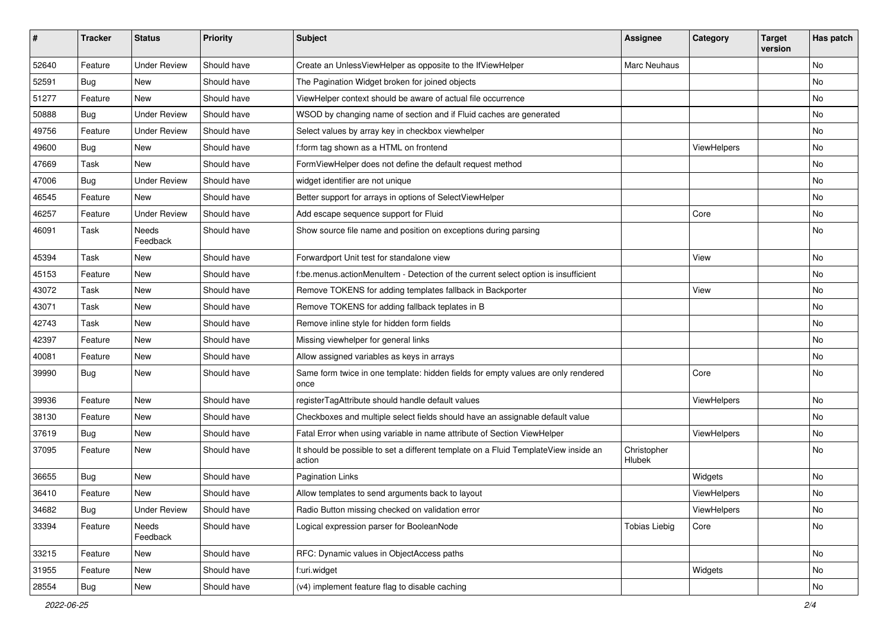| # | Tracker | Status | Priority | Subject | Assignee | Category | Target version | Has patch |
|---|---|---|---|---|---|---|---|---|
| 52640 | Feature | Under Review | Should have | Create an UnlessViewHelper as opposite to the IfViewHelper | Marc Neuhaus | | | No |
| 52591 | Bug | New | Should have | The Pagination Widget broken for joined objects | | | | No |
| 51277 | Feature | New | Should have | ViewHelper context should be aware of actual file occurrence | | | | No |
| 50888 | Bug | Under Review | Should have | WSOD by changing name of section and if Fluid caches are generated | | | | No |
| 49756 | Feature | Under Review | Should have | Select values by array key in checkbox viewhelper | | | | No |
| 49600 | Bug | New | Should have | f:form tag shown as a HTML on frontend | | ViewHelpers | | No |
| 47669 | Task | New | Should have | FormViewHelper does not define the default request method | | | | No |
| 47006 | Bug | Under Review | Should have | widget identifier are not unique | | | | No |
| 46545 | Feature | New | Should have | Better support for arrays in options of SelectViewHelper | | | | No |
| 46257 | Feature | Under Review | Should have | Add escape sequence support for Fluid | | Core | | No |
| 46091 | Task | Needs Feedback | Should have | Show source file name and position on exceptions during parsing | | | | No |
| 45394 | Task | New | Should have | Forwardport Unit test for standalone view | | View | | No |
| 45153 | Feature | New | Should have | f:be.menus.actionMenuItem - Detection of the current select option is insufficient | | | | No |
| 43072 | Task | New | Should have | Remove TOKENS for adding templates fallback in Backporter | | View | | No |
| 43071 | Task | New | Should have | Remove TOKENS for adding fallback teplates in B | | | | No |
| 42743 | Task | New | Should have | Remove inline style for hidden form fields | | | | No |
| 42397 | Feature | New | Should have | Missing viewhelper for general links | | | | No |
| 40081 | Feature | New | Should have | Allow assigned variables as keys in arrays | | | | No |
| 39990 | Bug | New | Should have | Same form twice in one template: hidden fields for empty values are only rendered once | | Core | | No |
| 39936 | Feature | New | Should have | registerTagAttribute should handle default values | | ViewHelpers | | No |
| 38130 | Feature | New | Should have | Checkboxes and multiple select fields should have an assignable default value | | | | No |
| 37619 | Bug | New | Should have | Fatal Error when using variable in name attribute of Section ViewHelper | | ViewHelpers | | No |
| 37095 | Feature | New | Should have | It should be possible to set a different template on a Fluid TemplateView inside an action | Christopher Hlubek | | | No |
| 36655 | Bug | New | Should have | Pagination Links | | Widgets | | No |
| 36410 | Feature | New | Should have | Allow templates to send arguments back to layout | | ViewHelpers | | No |
| 34682 | Bug | Under Review | Should have | Radio Button missing checked on validation error | | ViewHelpers | | No |
| 33394 | Feature | Needs Feedback | Should have | Logical expression parser for BooleanNode | Tobias Liebig | Core | | No |
| 33215 | Feature | New | Should have | RFC: Dynamic values in ObjectAccess paths | | | | No |
| 31955 | Feature | New | Should have | f:uri.widget | | Widgets | | No |
| 28554 | Bug | New | Should have | (v4) implement feature flag to disable caching | | | | No |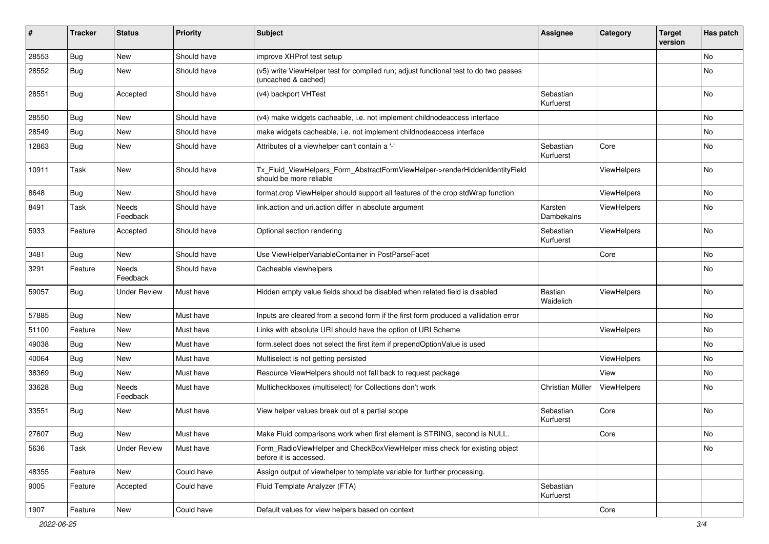| # | Tracker | Status | Priority | Subject | Assignee | Category | Target version | Has patch |
|---|---|---|---|---|---|---|---|---|
| 28553 | Bug | New | Should have | improve XHProf test setup | | | | No |
| 28552 | Bug | New | Should have | (v5) write ViewHelper test for compiled run; adjust functional test to do two passes (uncached & cached) | | | | No |
| 28551 | Bug | Accepted | Should have | (v4) backport VHTest | Sebastian Kurfuerst | | | No |
| 28550 | Bug | New | Should have | (v4) make widgets cacheable, i.e. not implement childnodeaccess interface | | | | No |
| 28549 | Bug | New | Should have | make widgets cacheable, i.e. not implement childnodeaccess interface | | | | No |
| 12863 | Bug | New | Should have | Attributes of a viewhelper can't contain a '-' | Sebastian Kurfuerst | Core | | No |
| 10911 | Task | New | Should have | Tx_Fluid_ViewHelpers_Form_AbstractFormViewHelper->renderHiddenIdentityField should be more reliable | | ViewHelpers | | No |
| 8648 | Bug | New | Should have | format.crop ViewHelper should support all features of the crop stdWrap function | | ViewHelpers | | No |
| 8491 | Task | Needs Feedback | Should have | link.action and uri.action differ in absolute argument | Karsten Dambekalns | ViewHelpers | | No |
| 5933 | Feature | Accepted | Should have | Optional section rendering | Sebastian Kurfuerst | ViewHelpers | | No |
| 3481 | Bug | New | Should have | Use ViewHelperVariableContainer in PostParseFacet | | Core | | No |
| 3291 | Feature | Needs Feedback | Should have | Cacheable viewhelpers | | | | No |
| 59057 | Bug | Under Review | Must have | Hidden empty value fields shoud be disabled when related field is disabled | Bastian Waidelich | ViewHelpers | | No |
| 57885 | Bug | New | Must have | Inputs are cleared from a second form if the first form produced a vallidation error | | | | No |
| 51100 | Feature | New | Must have | Links with absolute URI should have the option of URI Scheme | | ViewHelpers | | No |
| 49038 | Bug | New | Must have | form.select does not select the first item if prependOptionValue is used | | | | No |
| 40064 | Bug | New | Must have | Multiselect is not getting persisted | | ViewHelpers | | No |
| 38369 | Bug | New | Must have | Resource ViewHelpers should not fall back to request package | | View | | No |
| 33628 | Bug | Needs Feedback | Must have | Multicheckboxes (multiselect) for Collections don't work | Christian Müller | ViewHelpers | | No |
| 33551 | Bug | New | Must have | View helper values break out of a partial scope | Sebastian Kurfuerst | Core | | No |
| 27607 | Bug | New | Must have | Make Fluid comparisons work when first element is STRING, second is NULL. | | Core | | No |
| 5636 | Task | Under Review | Must have | Form_RadioViewHelper and CheckBoxViewHelper miss check for existing object before it is accessed. | | | | No |
| 48355 | Feature | New | Could have | Assign output of viewhelper to template variable for further processing. | | | | |
| 9005 | Feature | Accepted | Could have | Fluid Template Analyzer (FTA) | Sebastian Kurfuerst | | | |
| 1907 | Feature | New | Could have | Default values for view helpers based on context | | Core | | |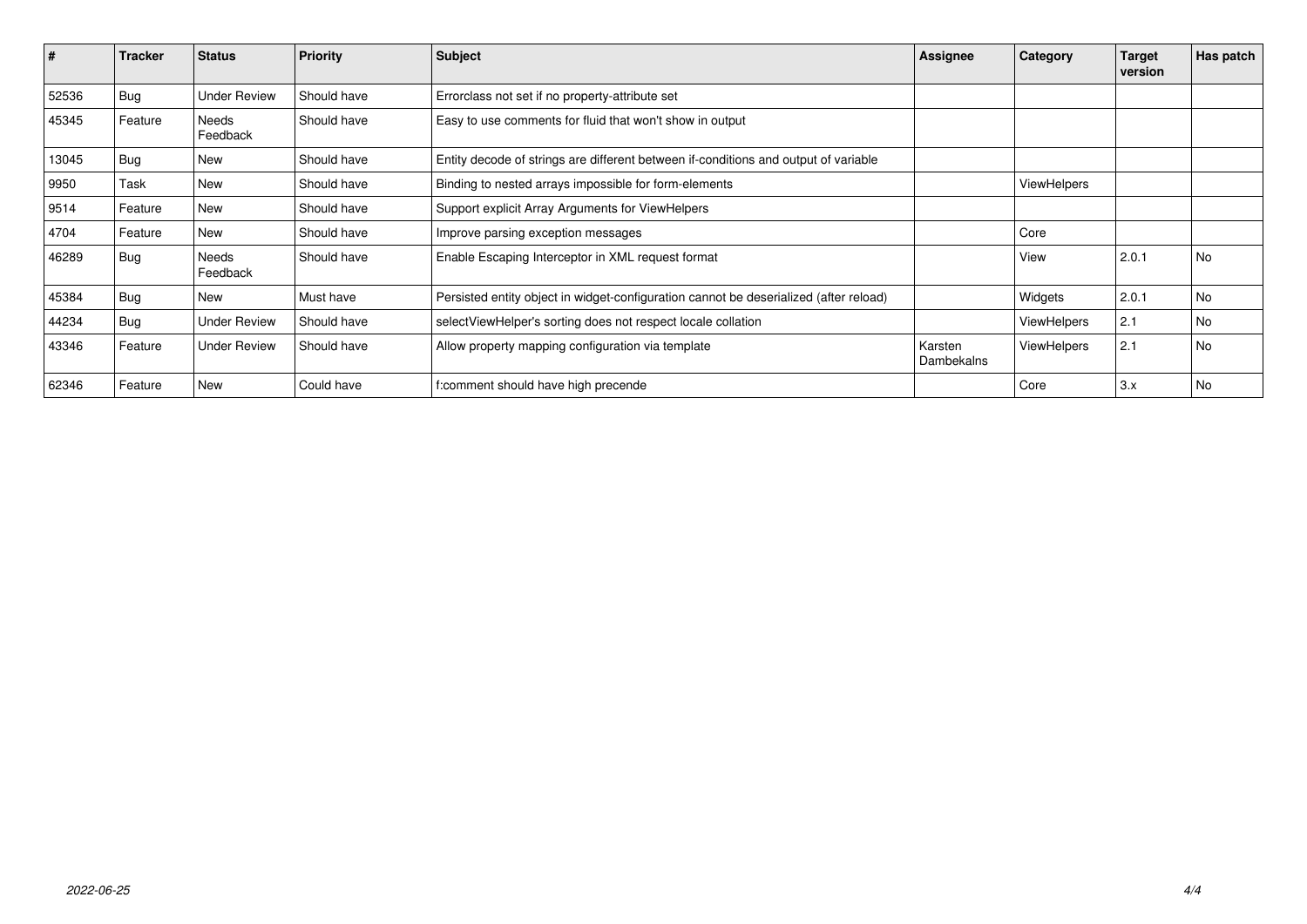| # | Tracker | Status | Priority | Subject | Assignee | Category | Target version | Has patch |
|---|---|---|---|---|---|---|---|---|
| 52536 | Bug | Under Review | Should have | Errorclass not set if no property-attribute set | | | | |
| 45345 | Feature | Needs Feedback | Should have | Easy to use comments for fluid that won't show in output | | | | |
| 13045 | Bug | New | Should have | Entity decode of strings are different between if-conditions and output of variable | | | | |
| 9950 | Task | New | Should have | Binding to nested arrays impossible for form-elements | | ViewHelpers | | |
| 9514 | Feature | New | Should have | Support explicit Array Arguments for ViewHelpers | | | | |
| 4704 | Feature | New | Should have | Improve parsing exception messages | | Core | | |
| 46289 | Bug | Needs Feedback | Should have | Enable Escaping Interceptor in XML request format | | View | 2.0.1 | No |
| 45384 | Bug | New | Must have | Persisted entity object in widget-configuration cannot be deserialized (after reload) | | Widgets | 2.0.1 | No |
| 44234 | Bug | Under Review | Should have | selectViewHelper's sorting does not respect locale collation | | ViewHelpers | 2.1 | No |
| 43346 | Feature | Under Review | Should have | Allow property mapping configuration via template | Karsten Dambekalns | ViewHelpers | 2.1 | No |
| 62346 | Feature | New | Could have | f:comment should have high precende | | Core | 3.x | No |

2022-06-25